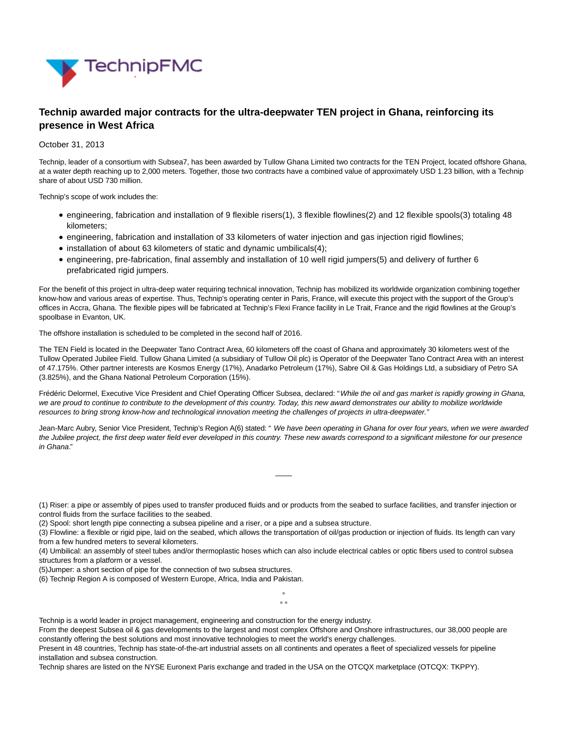# Technip awarded major contracts for the ultra-deepwater TEN project in Ghana, reinforcing its presence in West Africa

October 31, 2013

Technip, leader of a consortium with Subsea7, has been awarded by Tullow Ghana Limited two contracts for the TEN Project, located offshore Ghana, at a water depth reaching up to 2,000 meters. Together, those two contracts have a combined value of approximately USD 1.23 billion, with a Technip share of about USD 730 million.

Technip's scope of work includes the:

- engineering, fabrication and installation of 9 flexible risers(1), 3 flexible flowlines(2) and 12 flexible spools(3) totaling 48 kilometers;
- engineering, fabrication and installation of 33 kilometers of water injection and gas injection rigid flowlines;
- installation of about 63 kilometers of static and dynamic umbilicals(4);
- engineering, pre-fabrication, final assembly and installation of 10 well rigid jumpers(5) and delivery of further 6 prefabricated rigid jumpers.

For the benefit of this project in ultra-deep water requiring technical innovation, Technip has mobilized its worldwide organization combining together know-how and various areas of expertise. Thus, Technip's operating center in Paris, France, will execute this project with the support of the Group's offices in Accra, Ghana. The flexible pipes will be fabricated at Technip's Flexi France facility in Le Trait, France and the rigid flowlines at the Group's spoolbase in Evanton, UK.

The offshore installation is scheduled to be completed in the second half of 2016.

The TEN Field is located in the Deepwater Tano Contract Area, 60 kilometers off the coast of Ghana and approximately 30 kilometers west of the Tullow Operated Jubilee Field. Tullow Ghana Limited (a subsidiary of Tullow Oil plc) is Operator of the Deepwater Tano Contract Area with an interest of 47.175%. Other partner interests are Kosmos Energy (17%), Anadarko Petroleum (17%), Sabre Oil & Gas Holdings Ltd, a subsidiary of Petro SA (3.825%), and the Ghana National Petroleum Corporation (15%).

Frédéric Delormel, Executive Vice President and Chief Operating Officer Subsea, declared: "*While the oil and gas market is rapidly growing in Ghana, we are proud to continue to contribute to the development of this country. Today, this new award demonstrates our ability to mobilize worldwide resources to bring strong know-how and technological innovation meeting the challenges of projects in ultra-deepwater.*"

Jean-Marc Aubry, Senior Vice President, Technip's Region A(6) stated: " *We have been operating in Ghana for over four years, when we were awarded the Jubilee project, the first deep water field ever developed in this country. These new awards correspond to a significant milestone for our presence in Ghana*."

---

(1) Riser: a pipe or assembly of pipes used to transfer produced fluids and or products from the seabed to surface facilities, and transfer injection or control fluids from the surface facilities to the seabed.
(2) Spool: short length pipe connecting a subsea pipeline and a riser, or a pipe and a subsea structure.
(3) Flowline: a flexible or rigid pipe, laid on the seabed, which allows the transportation of oil/gas production or injection of fluids. Its length can vary from a few hundred meters to several kilometers.
(4) Umbilical: an assembly of steel tubes and/or thermoplastic hoses which can also include electrical cables or optic fibers used to control subsea structures from a platform or a vessel.
(5)Jumper: a short section of pipe for the connection of two subsea structures.
(6) Technip Region A is composed of Western Europe, Africa, India and Pakistan.

°
° °

Technip is a world leader in project management, engineering and construction for the energy industry.
From the deepest Subsea oil & gas developments to the largest and most complex Offshore and Onshore infrastructures, our 38,000 people are constantly offering the best solutions and most innovative technologies to meet the world's energy challenges.
Present in 48 countries, Technip has state-of-the-art industrial assets on all continents and operates a fleet of specialized vessels for pipeline installation and subsea construction.
Technip shares are listed on the NYSE Euronext Paris exchange and traded in the USA on the OTCQX marketplace (OTCQX: TKPPY).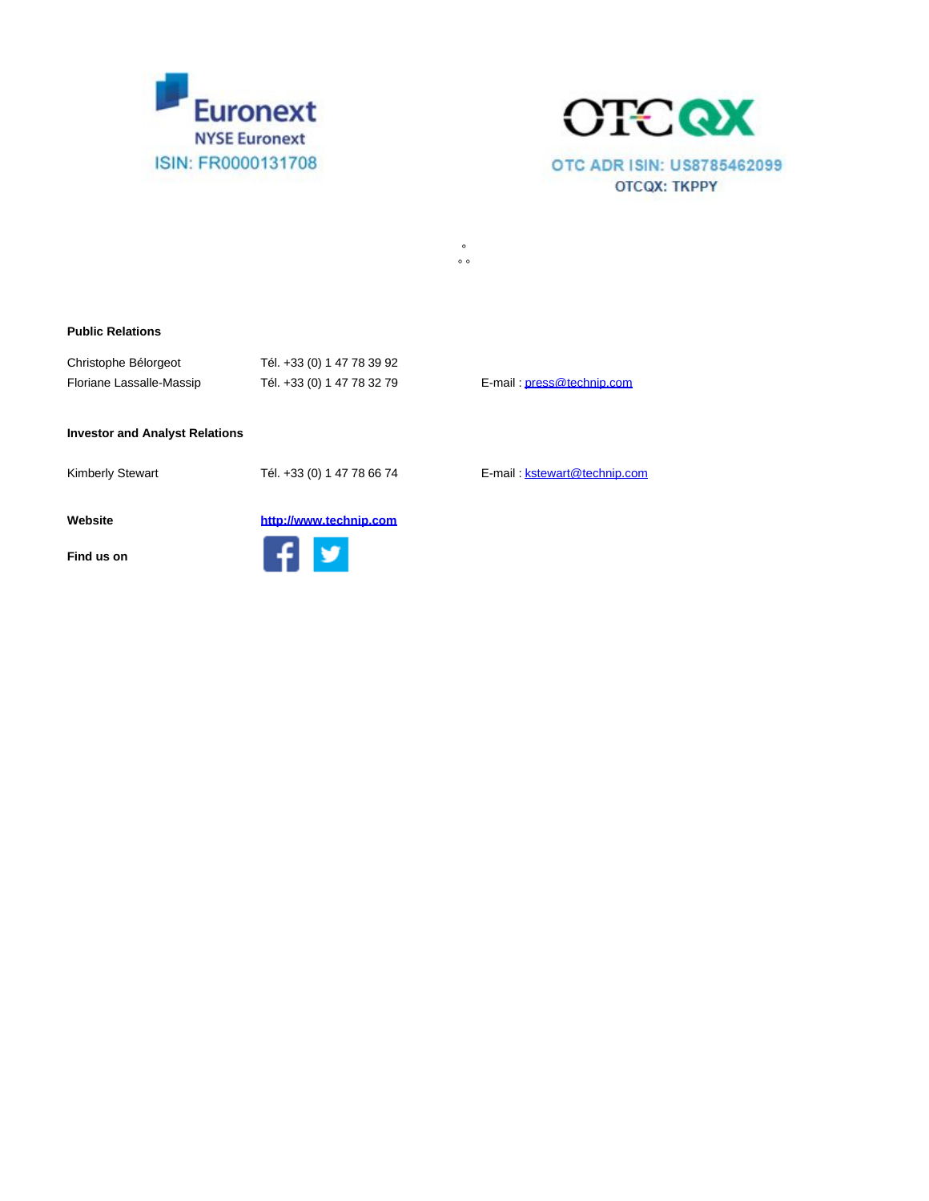Euronext
NYSE Euronext
ISIN: FR0000131708

OTCQX
OTC ADR ISIN: US8785462099
OTCQX: TKPPY

°
° °

**Public Relations**

| | | |
|---|---|---|
| Christophe Bélorgeot | Tél. +33 (0) 1 47 78 39 92 | |
| Floriane Lassalle-Massip | Tél. +33 (0) 1 47 78 32 79 | E-mail : press@technip.com |

**Investor and Analyst Relations**

| | | |
|---|---|---|
| Kimberly Stewart | Tél. +33 (0) 1 47 78 66 74 | E-mail : kstewart@technip.com |

**Website** http://www.technip.com

**Find us on**